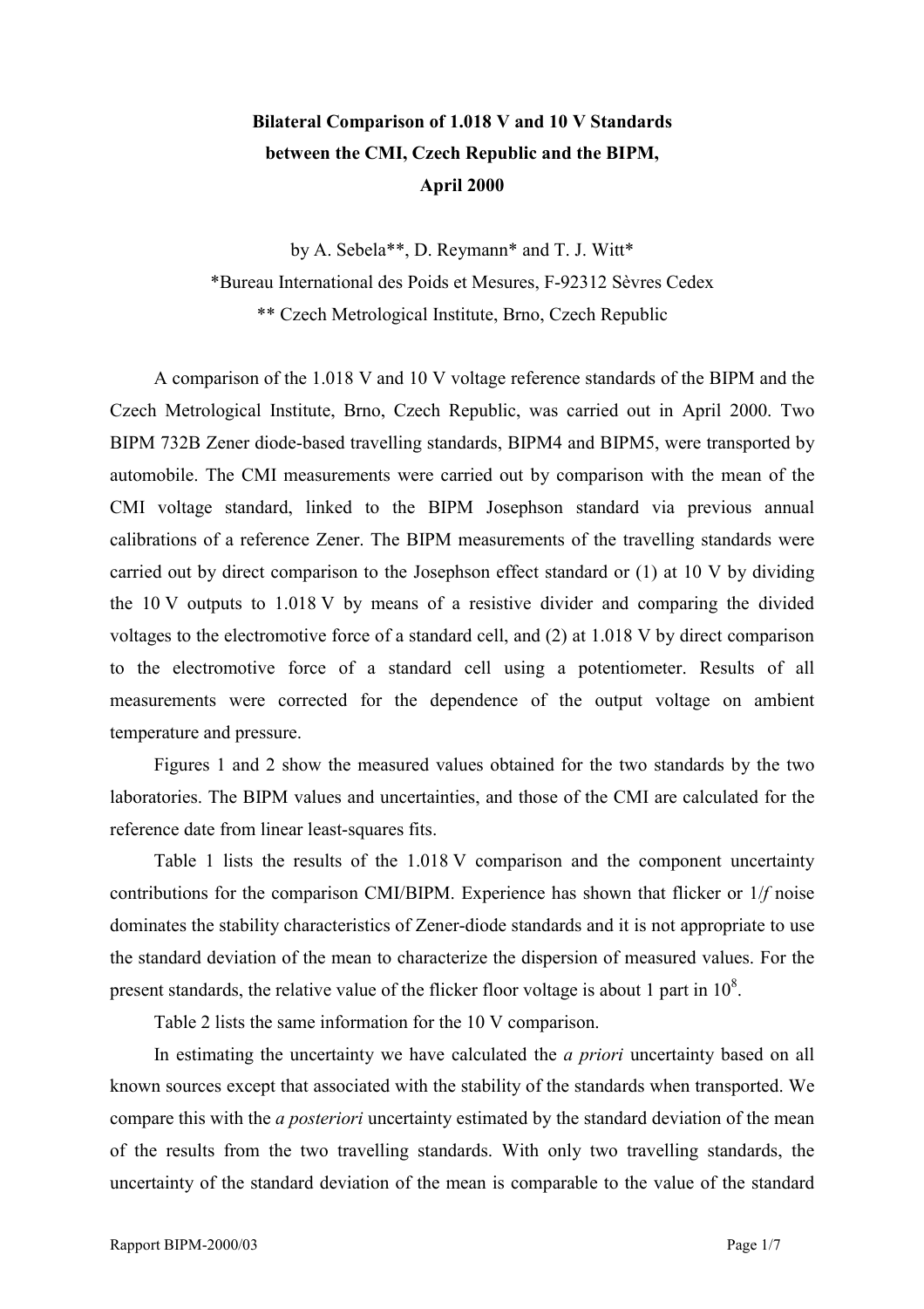# Bilateral Comparison of 1.018 V and 10 V Standards between the CMI, Czech Republic and the BIPM, April 2000

by A. Sebela**, D. Reymann* and T. J. Witt*

*Bureau International des Poids et Mesures, F-92312 Sèvres Cedex

** Czech Metrological Institute, Brno, Czech Republic

A comparison of the 1.018 V and 10 V voltage reference standards of the BIPM and the Czech Metrological Institute, Brno, Czech Republic, was carried out in April 2000. Two BIPM 732B Zener diode-based travelling standards, BIPM4 and BIPM5, were transported by automobile. The CMI measurements were carried out by comparison with the mean of the CMI voltage standard, linked to the BIPM Josephson standard via previous annual calibrations of a reference Zener. The BIPM measurements of the travelling standards were carried out by direct comparison to the Josephson effect standard or (1) at 10 V by dividing the 10 V outputs to 1.018 V by means of a resistive divider and comparing the divided voltages to the electromotive force of a standard cell, and (2) at 1.018 V by direct comparison to the electromotive force of a standard cell using a potentiometer. Results of all measurements were corrected for the dependence of the output voltage on ambient temperature and pressure.

Figures 1 and 2 show the measured values obtained for the two standards by the two laboratories. The BIPM values and uncertainties, and those of the CMI are calculated for the reference date from linear least-squares fits.

Table 1 lists the results of the 1.018 V comparison and the component uncertainty contributions for the comparison CMI/BIPM. Experience has shown that flicker or 1/*f* noise dominates the stability characteristics of Zener-diode standards and it is not appropriate to use the standard deviation of the mean to characterize the dispersion of measured values. For the present standards, the relative value of the flicker floor voltage is about 1 part in $10^8$.

Table 2 lists the same information for the 10 V comparison.

In estimating the uncertainty we have calculated the *a priori* uncertainty based on all known sources except that associated with the stability of the standards when transported. We compare this with the *a posteriori* uncertainty estimated by the standard deviation of the mean of the results from the two travelling standards. With only two travelling standards, the uncertainty of the standard deviation of the mean is comparable to the value of the standard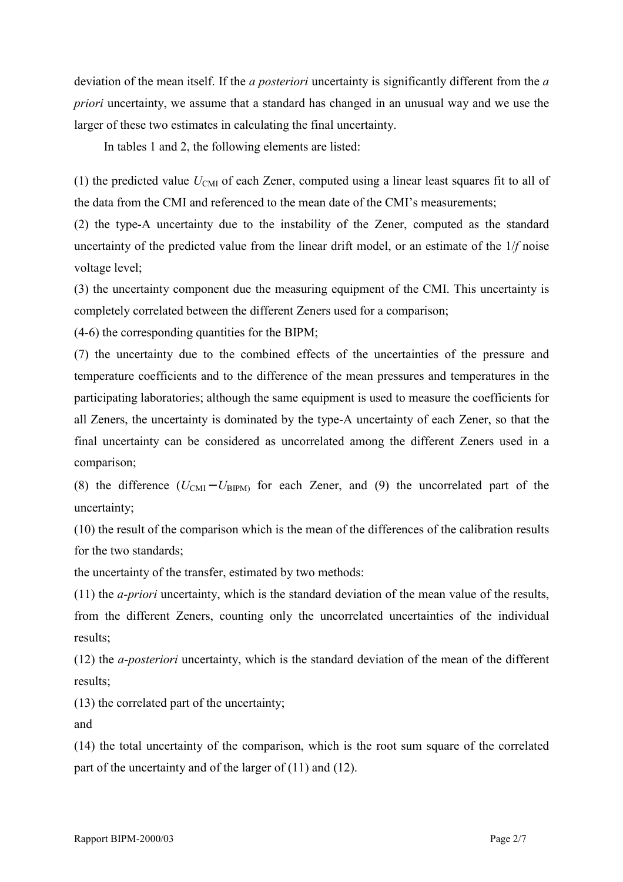deviation of the mean itself. If the *a posteriori* uncertainty is significantly different from the *a priori* uncertainty, we assume that a standard has changed in an unusual way and we use the larger of these two estimates in calculating the final uncertainty.

In tables 1 and 2, the following elements are listed:

(1) the predicted value $U_{\mathrm{CMI}}$ of each Zener, computed using a linear least squares fit to all of the data from the CMI and referenced to the mean date of the CMI's measurements;

(2) the type-A uncertainty due to the instability of the Zener, computed as the standard uncertainty of the predicted value from the linear drift model, or an estimate of the $1/f$ noise voltage level;

(3) the uncertainty component due the measuring equipment of the CMI. This uncertainty is completely correlated between the different Zeners used for a comparison;

(4-6) the corresponding quantities for the BIPM;

(7) the uncertainty due to the combined effects of the uncertainties of the pressure and temperature coefficients and to the difference of the mean pressures and temperatures in the participating laboratories; although the same equipment is used to measure the coefficients for all Zeners, the uncertainty is dominated by the type-A uncertainty of each Zener, so that the final uncertainty can be considered as uncorrelated among the different Zeners used in a comparison;

(8) the difference ($U_{\mathrm{CMI}} - U_{\mathrm{BIPM}}$) for each Zener, and (9) the uncorrelated part of the uncertainty;

(10) the result of the comparison which is the mean of the differences of the calibration results for the two standards;

the uncertainty of the transfer, estimated by two methods:

(11) the *a-priori* uncertainty, which is the standard deviation of the mean value of the results, from the different Zeners, counting only the uncorrelated uncertainties of the individual results;

(12) the *a-posteriori* uncertainty, which is the standard deviation of the mean of the different results;

(13) the correlated part of the uncertainty;

and

(14) the total uncertainty of the comparison, which is the root sum square of the correlated part of the uncertainty and of the larger of (11) and (12).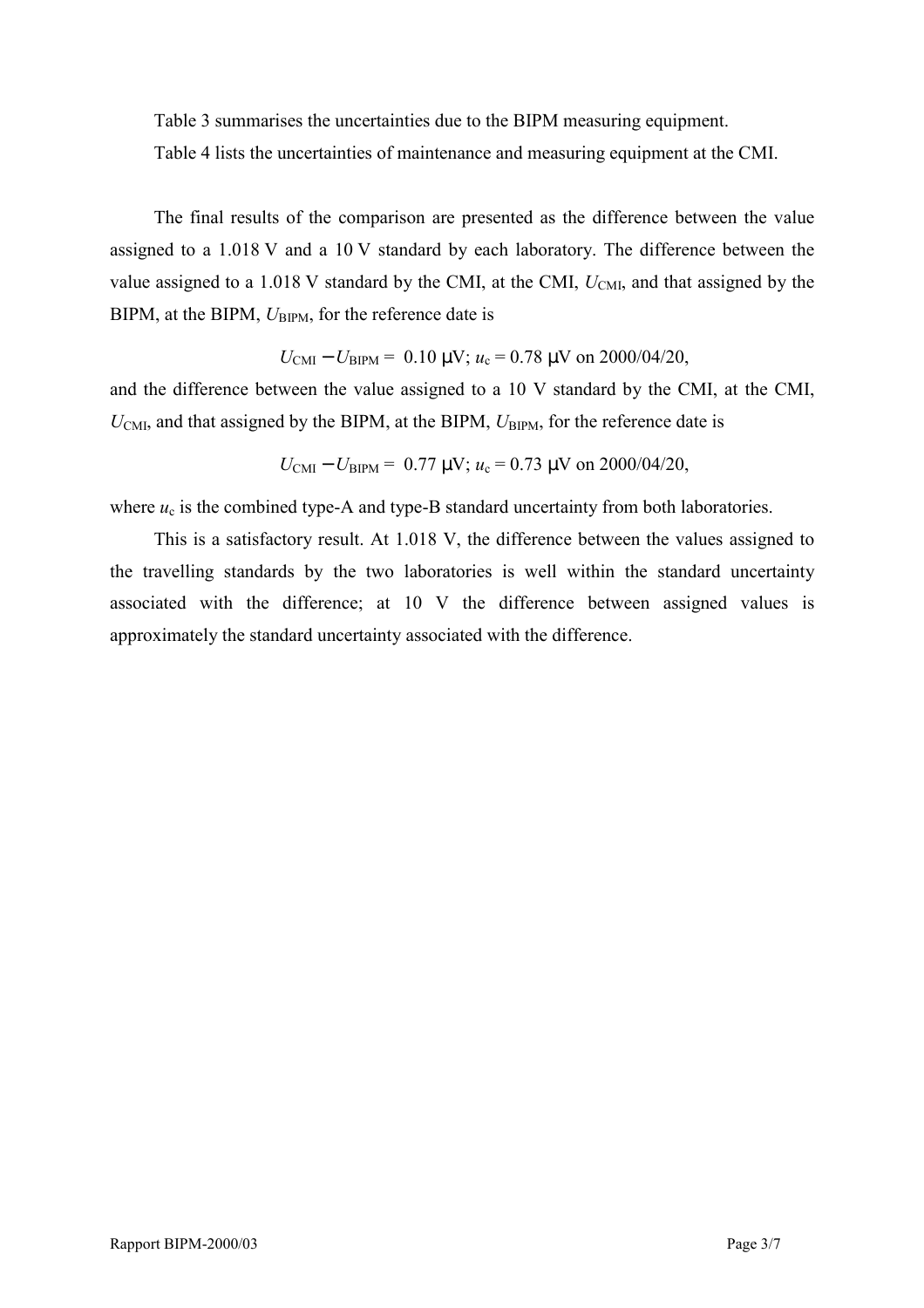Table 3 summarises the uncertainties due to the BIPM measuring equipment.

Table 4 lists the uncertainties of maintenance and measuring equipment at the CMI.

The final results of the comparison are presented as the difference between the value assigned to a 1.018 V and a 10 V standard by each laboratory. The difference between the value assigned to a 1.018 V standard by the CMI, at the CMI, $U_{\mathrm{CMI}}$, and that assigned by the BIPM, at the BIPM, $U_{\mathrm{BIPM}}$, for the reference date is

$$U_{\mathrm{CMI}} - U_{\mathrm{BIPM}} = 0.10\ \mu\mathrm{V};\ u_{\mathrm{c}} = 0.78\ \mu\mathrm{V}\ \text{on 2000/04/20},$$

and the difference between the value assigned to a 10 V standard by the CMI, at the CMI, $U_{\mathrm{CMI}}$, and that assigned by the BIPM, at the BIPM, $U_{\mathrm{BIPM}}$, for the reference date is

$$U_{\mathrm{CMI}} - U_{\mathrm{BIPM}} = 0.77\ \mu\mathrm{V};\ u_{\mathrm{c}} = 0.73\ \mu\mathrm{V}\ \text{on 2000/04/20},$$

where $u_{\mathrm{c}}$ is the combined type-A and type-B standard uncertainty from both laboratories.

This is a satisfactory result. At 1.018 V, the difference between the values assigned to the travelling standards by the two laboratories is well within the standard uncertainty associated with the difference; at 10 V the difference between assigned values is approximately the standard uncertainty associated with the difference.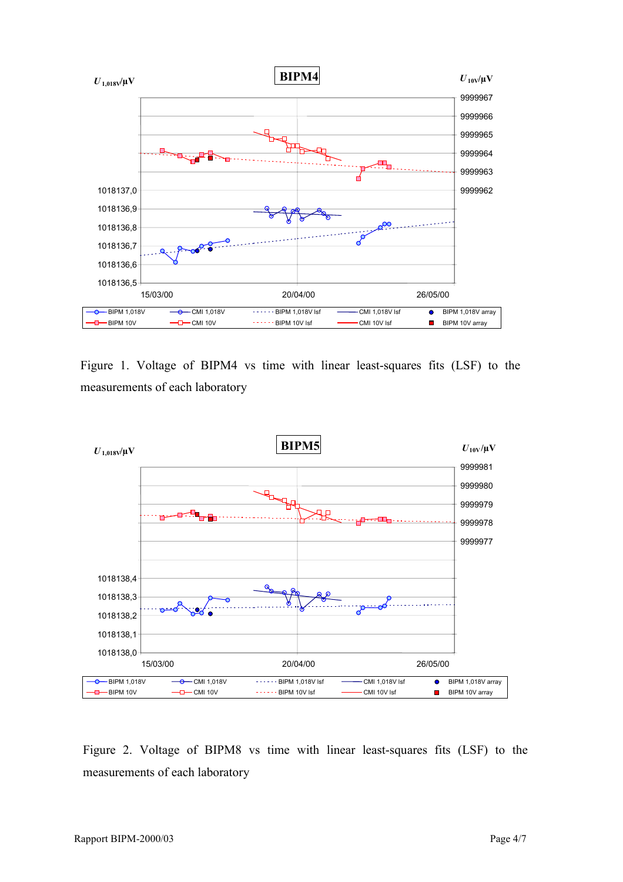Figure 1. Voltage of BIPM4 vs time with linear least-squares fits (LSF) to the measurements of each laboratory

Figure 2. Voltage of BIPM8 vs time with linear least-squares fits (LSF) to the measurements of each laboratory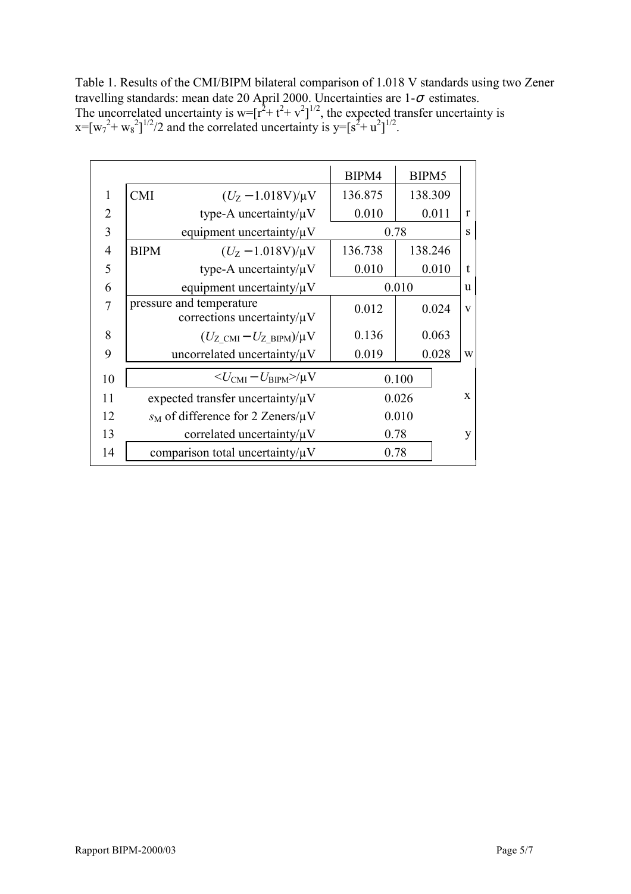Table 1. Results of the CMI/BIPM bilateral comparison of 1.018 V standards using two Zener travelling standards: mean date 20 April 2000. Uncertainties are 1-$\sigma$ estimates.
The uncorrelated uncertainty is $w=[r^2+t^2+v^2]^{1/2}$, the expected transfer uncertainty is $x=[w_7^2+w_8^2]^{1/2}/2$ and the correlated uncertainty is $y=[s^2+u^2]^{1/2}$.

| | | | BIPM4 | BIPM5 | |
|---|---|---|---|---|---|
| 1 | CMI | $(U_Z - 1.018\text{V})/\mu\text{V}$ | 136.875 | 138.309 | |
| 2 | | type-A uncertainty/μV | 0.010 | 0.011 | r |
| 3 | | equipment uncertainty/μV | 0.78 | | s |
| 4 | BIPM | $(U_Z - 1.018\text{V})/\mu\text{V}$ | 136.738 | 138.246 | |
| 5 | | type-A uncertainty/μV | 0.010 | 0.010 | t |
| 6 | | equipment uncertainty/μV | 0.010 | | u |
| 7 | pressure and temperature corrections uncertainty/μV | | 0.012 | 0.024 | v |
| 8 | | $(U_{Z\_CMI} - U_{Z\_BIPM})/\mu\text{V}$ | 0.136 | 0.063 | |
| 9 | | uncorrelated uncertainty/μV | 0.019 | 0.028 | w |
| 10 | | $<U_{CMI} - U_{BIPM}>/\mu\text{V}$ | 0.100 | | |
| 11 | | expected transfer uncertainty/μV | 0.026 | | x |
| 12 | | $s_M$ of difference for 2 Zeners/μV | 0.010 | | |
| 13 | | correlated uncertainty/μV | 0.78 | | y |
| 14 | | comparison total uncertainty/μV | 0.78 | | |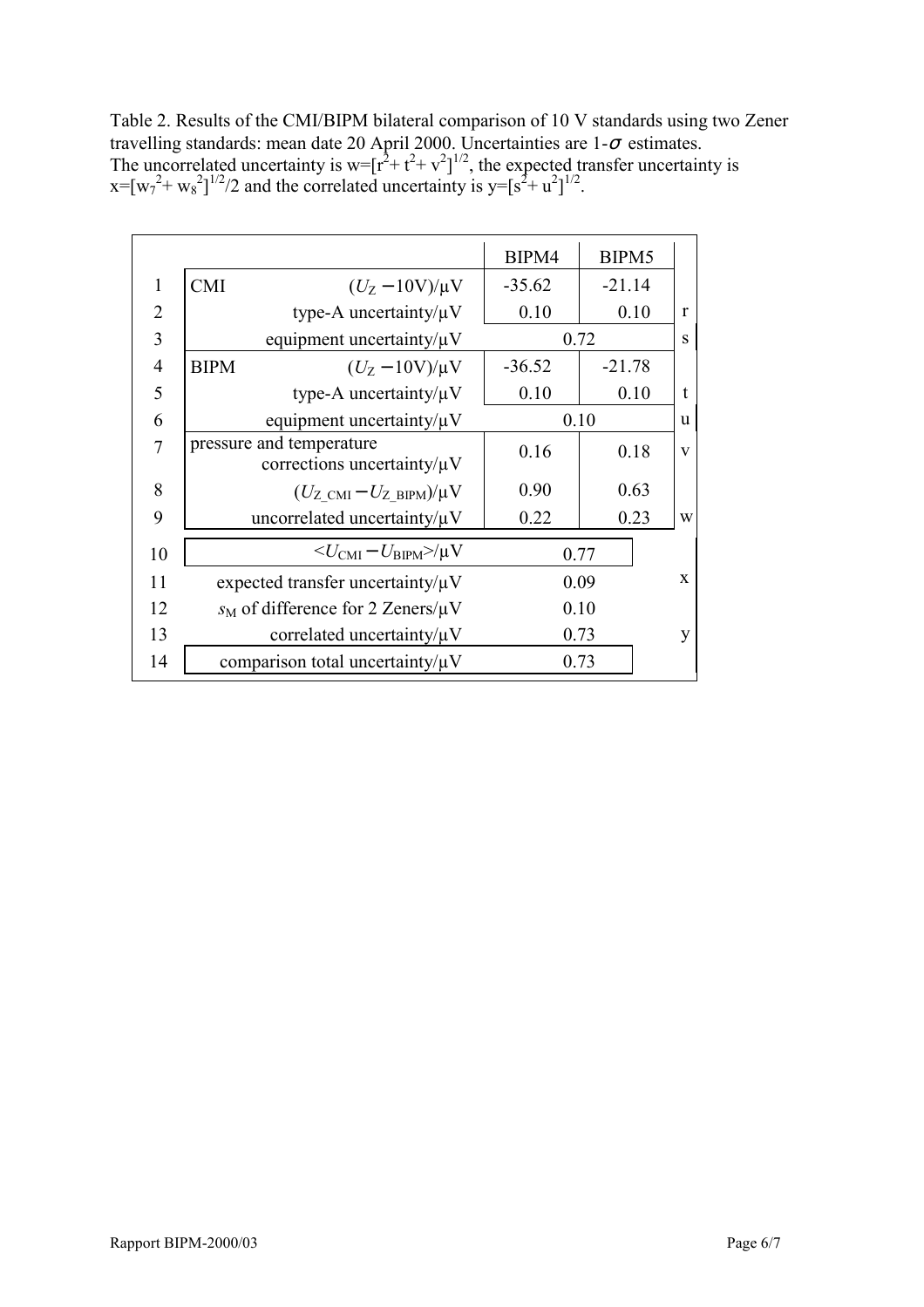Table 2. Results of the CMI/BIPM bilateral comparison of 10 V standards using two Zener travelling standards: mean date 20 April 2000. Uncertainties are 1-$\sigma$ estimates. The uncorrelated uncertainty is $w=[r^2+t^2+v^2]^{1/2}$, the expected transfer uncertainty is $x=[w_7^2+w_8^2]^{1/2}/2$ and the correlated uncertainty is $y=[s^2+u^2]^{1/2}$.

| | | BIPM4 | BIPM5 | |
|---|---|---|---|---|
| 1 | CMI $(U_Z - 10V)/\mu V$ | -35.62 | -21.14 | |
| 2 | type-A uncertainty/μV | 0.10 | 0.10 | r |
| 3 | equipment uncertainty/μV | 0.72 | | s |
| 4 | BIPM $(U_Z - 10V)/\mu V$ | -36.52 | -21.78 | |
| 5 | type-A uncertainty/μV | 0.10 | 0.10 | t |
| 6 | equipment uncertainty/μV | 0.10 | | u |
| 7 | pressure and temperature corrections uncertainty/μV | 0.16 | 0.18 | v |
| 8 | $(U_{Z\_CMI} - U_{Z\_BIPM})/\mu V$ | 0.90 | 0.63 | |
| 9 | uncorrelated uncertainty/μV | 0.22 | 0.23 | w |
| 10 | $<U_{CMI} - U_{BIPM}>/\mu V$ | 0.77 | | |
| 11 | expected transfer uncertainty/μV | 0.09 | | x |
| 12 | $s_M$ of difference for 2 Zeners/μV | 0.10 | | |
| 13 | correlated uncertainty/μV | 0.73 | | y |
| 14 | comparison total uncertainty/μV | 0.73 | | |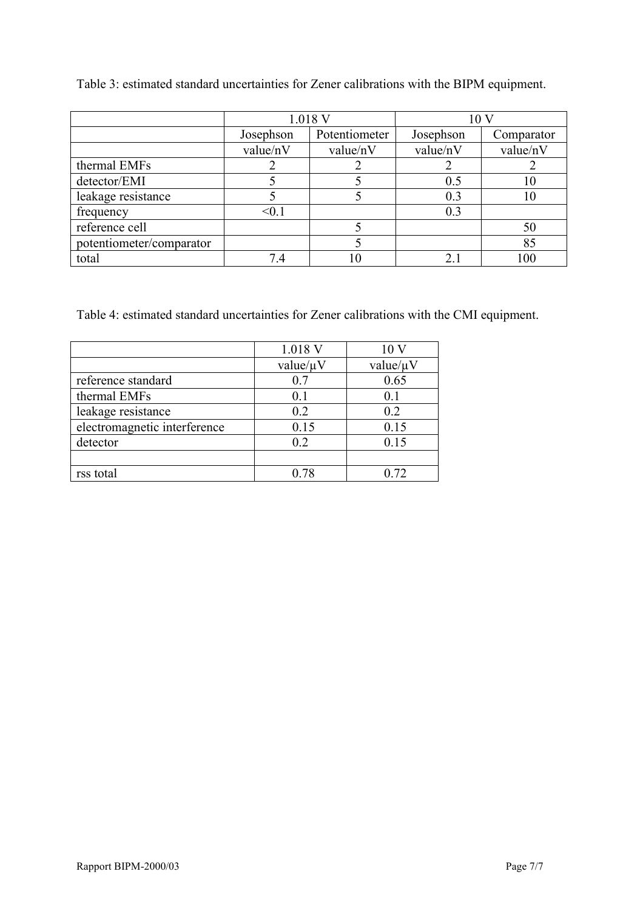Table 3: estimated standard uncertainties for Zener calibrations with the BIPM equipment.

| | 1.018 V | | 10 V | |
|---|---|---|---|---|
| | Josephson | Potentiometer | Josephson | Comparator |
| | value/nV | value/nV | value/nV | value/nV |
| thermal EMFs | 2 | 2 | 2 | 2 |
| detector/EMI | 5 | 5 | 0.5 | 10 |
| leakage resistance | 5 | 5 | 0.3 | 10 |
| frequency | <0.1 | | 0.3 | |
| reference cell | | 5 | | 50 |
| potentiometer/comparator | | 5 | | 85 |
| total | 7.4 | 10 | 2.1 | 100 |

Table 4: estimated standard uncertainties for Zener calibrations with the CMI equipment.

| | 1.018 V | 10 V |
|---|---|---|
| | value/μV | value/μV |
| reference standard | 0.7 | 0.65 |
| thermal EMFs | 0.1 | 0.1 |
| leakage resistance | 0.2 | 0.2 |
| electromagnetic interference | 0.15 | 0.15 |
| detector | 0.2 | 0.15 |
| | | |
| rss total | 0.78 | 0.72 |